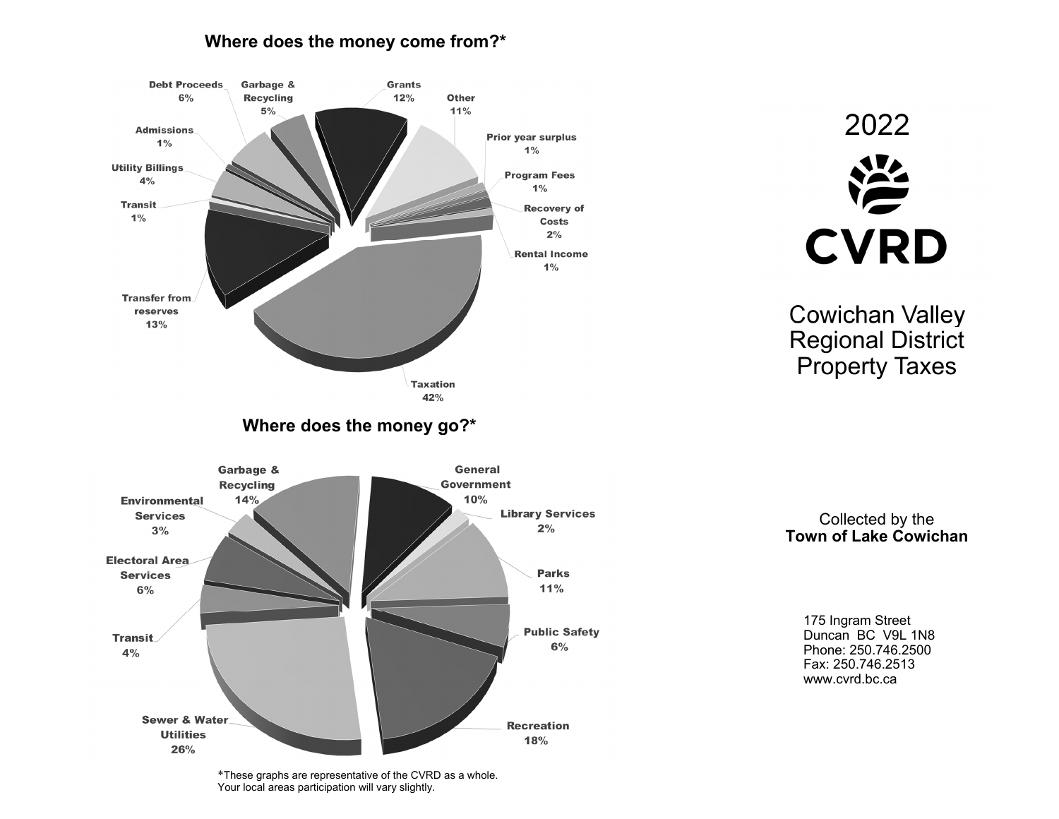## Where does the money come from?*

- Debt Proceeds 6%
- Garbage & Recycling 5%
- Grants 12%
- Other 11%
- Prior year surplus 1%
- Program Fees 1%
- Recovery of Costs 2%
- Rental Income 1%
- Taxation 42%
- Transfer from reserves 13%
- Transit 1%
- Utility Billings 4%
- Admissions 1%

## Where does the money go?*

- Garbage & Recycling 14%
- General Government 10%
- Library Services 2%
- Parks 11%
- Public Safety 6%
- Recreation 18%
- Sewer & Water Utilities 26%
- Transit 4%
- Electoral Area Services 6%
- Environmental Services 3%

*These graphs are representative of the CVRD as a whole. Your local areas participation will vary slightly.

# 2022

**CVRD**

# Cowichan Valley Regional District Property Taxes

Collected by the
**Town of Lake Cowichan**

175 Ingram Street
Duncan BC V9L 1N8
Phone: 250.746.2500
Fax: 250.746.2513
www.cvrd.bc.ca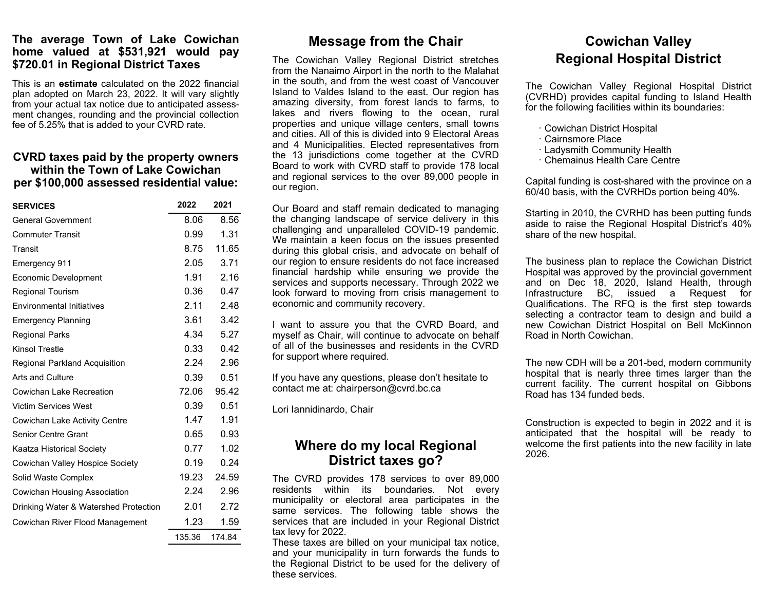**The average Town of Lake Cowichan home valued at $531,921 would pay $720.01 in Regional District Taxes**

This is an **estimate** calculated on the 2022 financial plan adopted on March 23, 2022. It will vary slightly from your actual tax notice due to anticipated assessment changes, rounding and the provincial collection fee of 5.25% that is added to your CVRD rate.

## CVRD taxes paid by the property owners within the Town of Lake Cowichan per $100,000 assessed residential value:

| SERVICES | 2022 | 2021 |
|---|---|---|
| General Government | 8.06 | 8.56 |
| Commuter Transit | 0.99 | 1.31 |
| Transit | 8.75 | 11.65 |
| Emergency 911 | 2.05 | 3.71 |
| Economic Development | 1.91 | 2.16 |
| Regional Tourism | 0.36 | 0.47 |
| Environmental Initiatives | 2.11 | 2.48 |
| Emergency Planning | 3.61 | 3.42 |
| Regional Parks | 4.34 | 5.27 |
| Kinsol Trestle | 0.33 | 0.42 |
| Regional Parkland Acquisition | 2.24 | 2.96 |
| Arts and Culture | 0.39 | 0.51 |
| Cowichan Lake Recreation | 72.06 | 95.42 |
| Victim Services West | 0.39 | 0.51 |
| Cowichan Lake Activity Centre | 1.47 | 1.91 |
| Senior Centre Grant | 0.65 | 0.93 |
| Kaatza Historical Society | 0.77 | 1.02 |
| Cowichan Valley Hospice Society | 0.19 | 0.24 |
| Solid Waste Complex | 19.23 | 24.59 |
| Cowichan Housing Association | 2.24 | 2.96 |
| Drinking Water & Watershed Protection | 2.01 | 2.72 |
| Cowichan River Flood Management | 1.23 | 1.59 |
| | 135.36 | 174.84 |

## Message from the Chair

The Cowichan Valley Regional District stretches from the Nanaimo Airport in the north to the Malahat in the south, and from the west coast of Vancouver Island to Valdes Island to the east. Our region has amazing diversity, from forest lands to farms, to lakes and rivers flowing to the ocean, rural properties and unique village centers, small towns and cities. All of this is divided into 9 Electoral Areas and 4 Municipalities. Elected representatives from the 13 jurisdictions come together at the CVRD Board to work with CVRD staff to provide 178 local and regional services to the over 89,000 people in our region.

Our Board and staff remain dedicated to managing the changing landscape of service delivery in this challenging and unparalleled COVID-19 pandemic. We maintain a keen focus on the issues presented during this global crisis, and advocate on behalf of our region to ensure residents do not face increased financial hardship while ensuring we provide the services and supports necessary. Through 2022 we look forward to moving from crisis management to economic and community recovery.

I want to assure you that the CVRD Board, and myself as Chair, will continue to advocate on behalf of all of the businesses and residents in the CVRD for support where required.

If you have any questions, please don't hesitate to contact me at: chairperson@cvrd.bc.ca

Lori Iannidinardo, Chair

## Where do my local Regional District taxes go?

The CVRD provides 178 services to over 89,000 residents within its boundaries. Not every municipality or electoral area participates in the same services. The following table shows the services that are included in your Regional District tax levy for 2022.
These taxes are billed on your municipal tax notice, and your municipality in turn forwards the funds to the Regional District to be used for the delivery of these services.

## Cowichan Valley Regional Hospital District

The Cowichan Valley Regional Hospital District (CVRHD) provides capital funding to Island Health for the following facilities within its boundaries:

- Cowichan District Hospital
- Cairnsmore Place
- Ladysmith Community Health
- Chemainus Health Care Centre

Capital funding is cost-shared with the province on a 60/40 basis, with the CVRHDs portion being 40%.

Starting in 2010, the CVRHD has been putting funds aside to raise the Regional Hospital District's 40% share of the new hospital.

The business plan to replace the Cowichan District Hospital was approved by the provincial government and on Dec 18, 2020, Island Health, through Infrastructure BC, issued a Request for Qualifications. The RFQ is the first step towards selecting a contractor team to design and build a new Cowichan District Hospital on Bell McKinnon Road in North Cowichan.

The new CDH will be a 201-bed, modern community hospital that is nearly three times larger than the current facility. The current hospital on Gibbons Road has 134 funded beds.

Construction is expected to begin in 2022 and it is anticipated that the hospital will be ready to welcome the first patients into the new facility in late 2026.